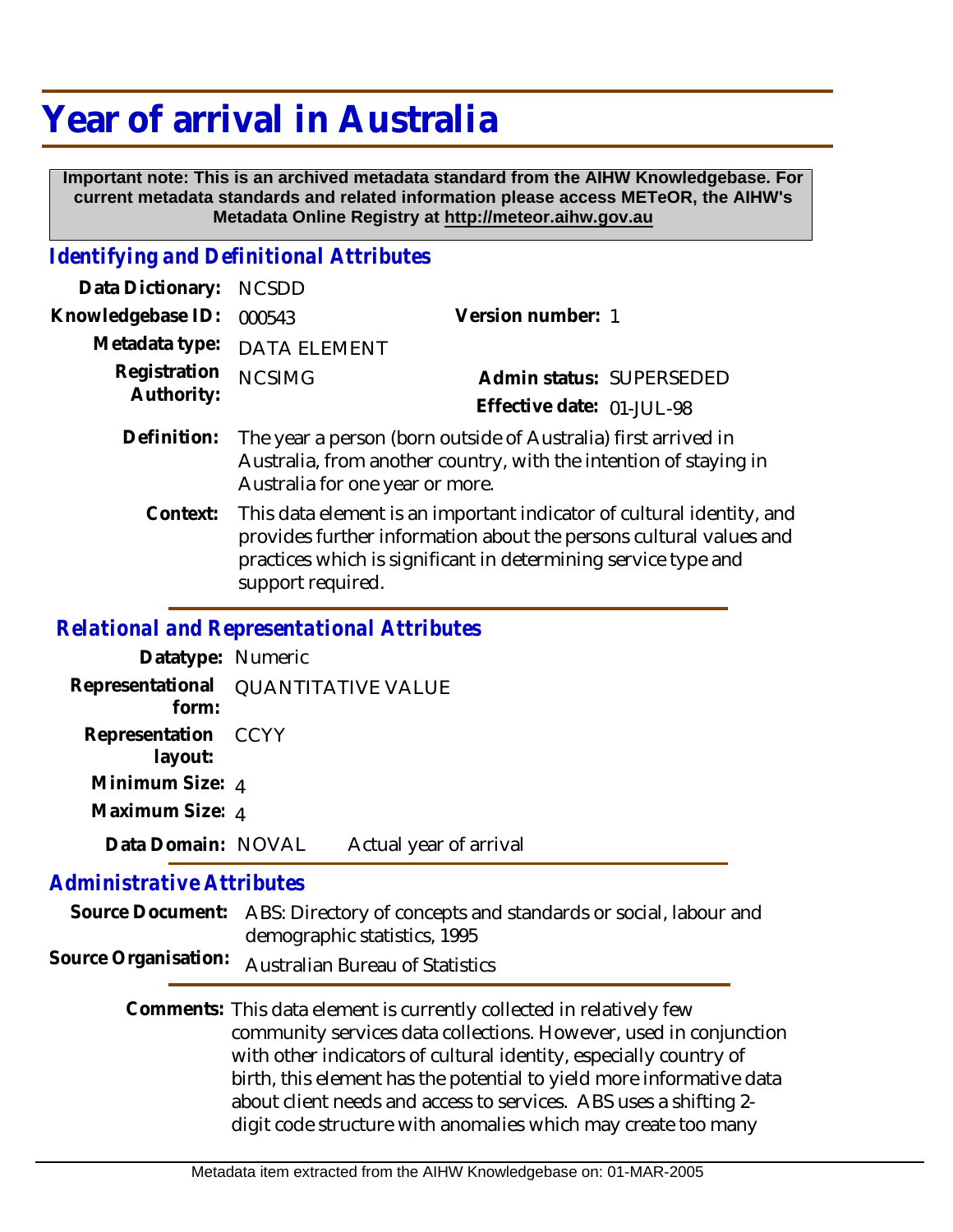# Year of arrival in Australia

**Important note: This is an archived metadata standard from the AIHW Knowledgebase. For current metadata standards and related information please access METeOR, the AIHW's Metadata Online Registry at http://meteor.aihw.gov.au**

## Identifying and Definitional Attributes

**Data Dictionary:** NCSDD

**Knowledgebase ID:** 000543

**Version number:** 1

**Metadata type:** DATA ELEMENT

**Registration Authority:** NCSIMG

**Admin status:** SUPERSEDED

**Effective date:** 01-JUL-98

**Definition:** The year a person (born outside of Australia) first arrived in Australia, from another country, with the intention of staying in Australia for one year or more.

**Context:** This data element is an important indicator of cultural identity, and provides further information about the persons cultural values and practices which is significant in determining service type and support required.

## Relational and Representational Attributes

**Datatype:** Numeric

**Representational form:** QUANTITATIVE VALUE

**Representation layout:** CCYY

**Minimum Size:** 4

**Maximum Size:** 4

**Data Domain:** NOVAL Actual year of arrival

## Administrative Attributes

**Source Document:** ABS: Directory of concepts and standards or social, labour and demographic statistics, 1995

**Source Organisation:** Australian Bureau of Statistics

**Comments:** This data element is currently collected in relatively few community services data collections. However, used in conjunction with other indicators of cultural identity, especially country of birth, this element has the potential to yield more informative data about client needs and access to services. ABS uses a shifting 2-digit code structure with anomalies which may create too many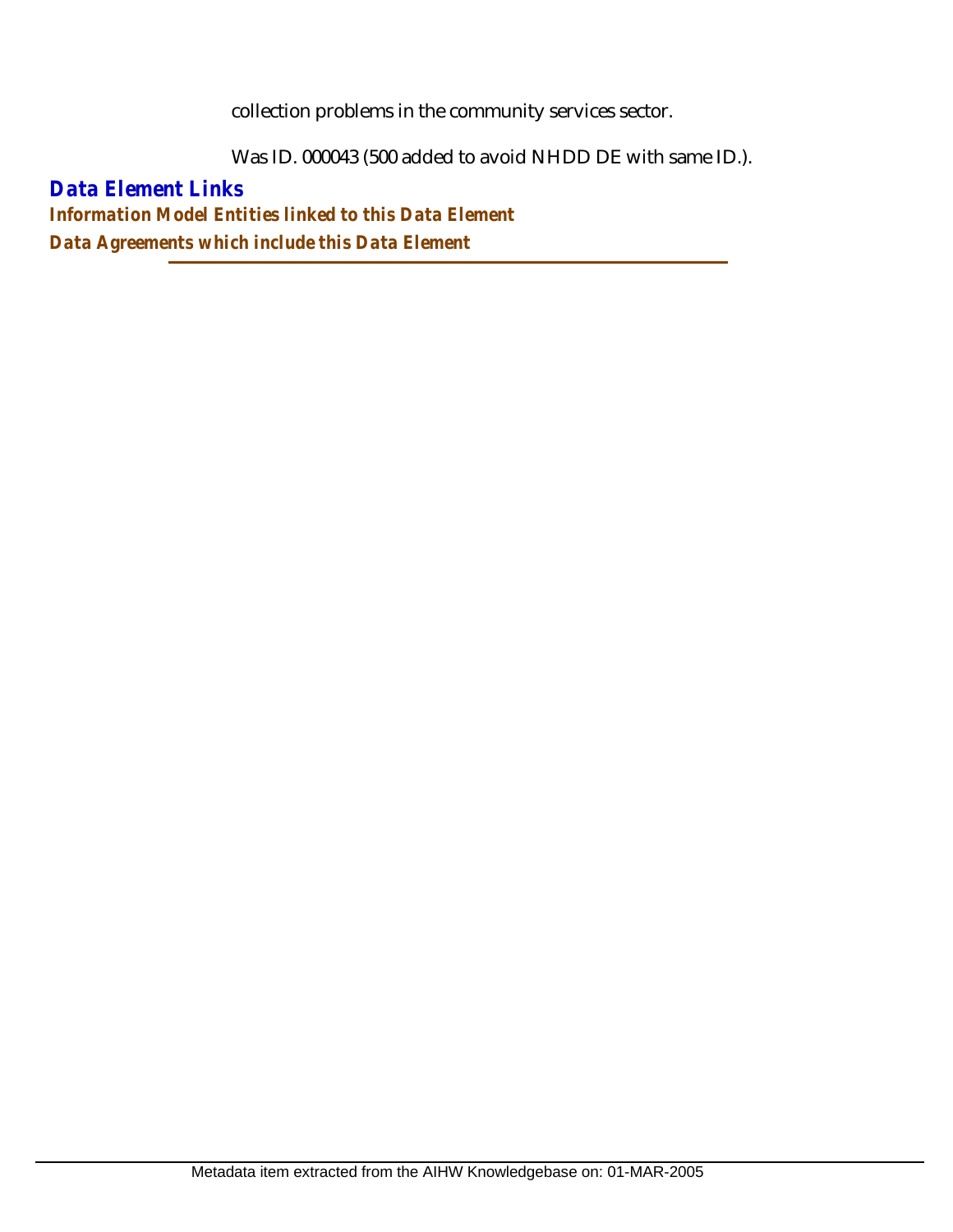collection problems in the community services sector.

Was ID. 000043 (500 added to avoid NHDD DE with same ID.).

## Data Element Links

***Information Model Entities linked to this Data Element***

***Data Agreements which include this Data Element***